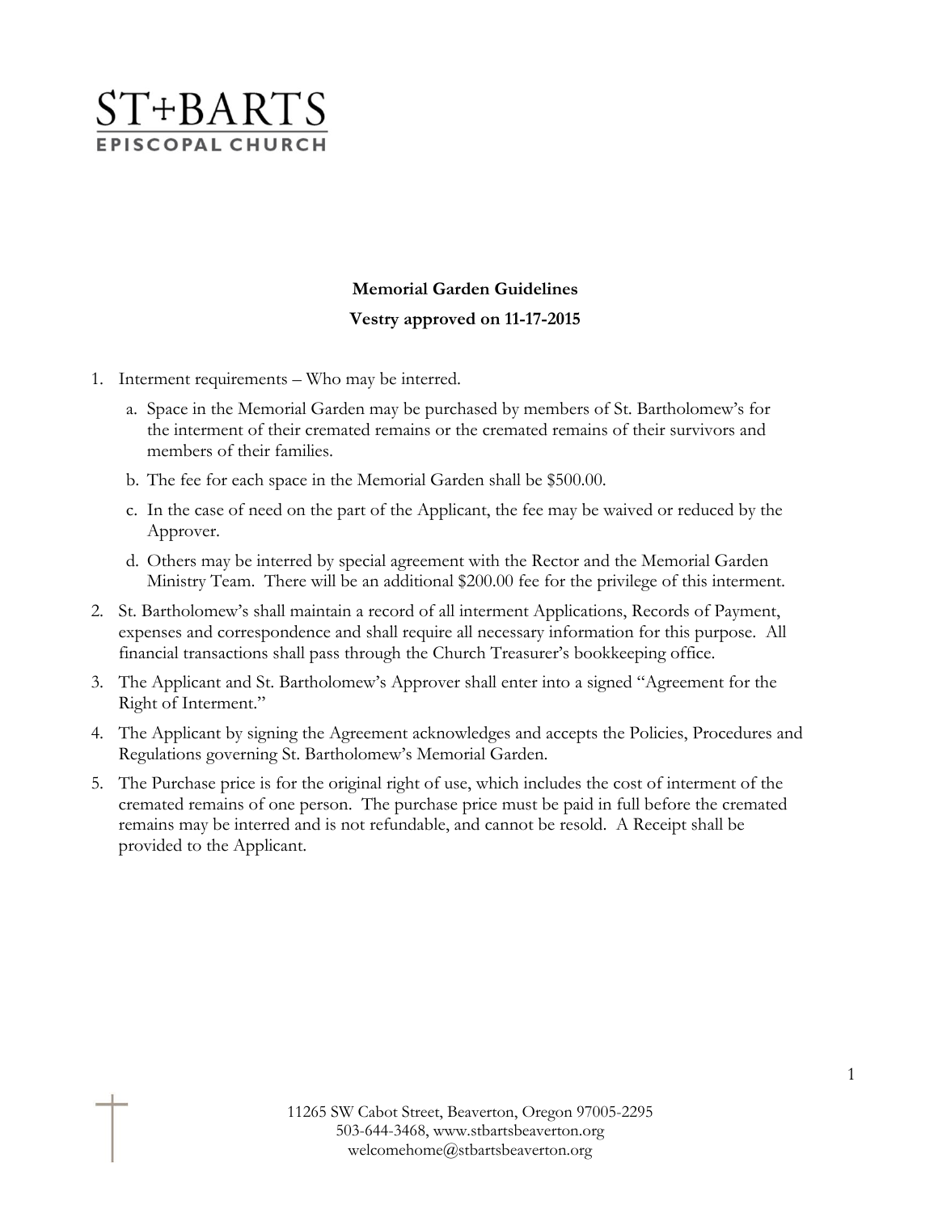ST+BARTS
EPISCOPAL CHURCH

**Memorial Garden Guidelines**

**Vestry approved on 11-17-2015**

1. Interment requirements – Who may be interred.
   a. Space in the Memorial Garden may be purchased by members of St. Bartholomew's for the interment of their cremated remains or the cremated remains of their survivors and members of their families.
   b. The fee for each space in the Memorial Garden shall be $500.00.
   c. In the case of need on the part of the Applicant, the fee may be waived or reduced by the Approver.
   d. Others may be interred by special agreement with the Rector and the Memorial Garden Ministry Team. There will be an additional $200.00 fee for the privilege of this interment.
2. St. Bartholomew's shall maintain a record of all interment Applications, Records of Payment, expenses and correspondence and shall require all necessary information for this purpose. All financial transactions shall pass through the Church Treasurer's bookkeeping office.
3. The Applicant and St. Bartholomew's Approver shall enter into a signed "Agreement for the Right of Interment."
4. The Applicant by signing the Agreement acknowledges and accepts the Policies, Procedures and Regulations governing St. Bartholomew's Memorial Garden.
5. The Purchase price is for the original right of use, which includes the cost of interment of the cremated remains of one person. The purchase price must be paid in full before the cremated remains may be interred and is not refundable, and cannot be resold. A Receipt shall be provided to the Applicant.

11265 SW Cabot Street, Beaverton, Oregon 97005-2295
503-644-3468, www.stbartsbeaverton.org
welcomehome@stbartsbeaverton.org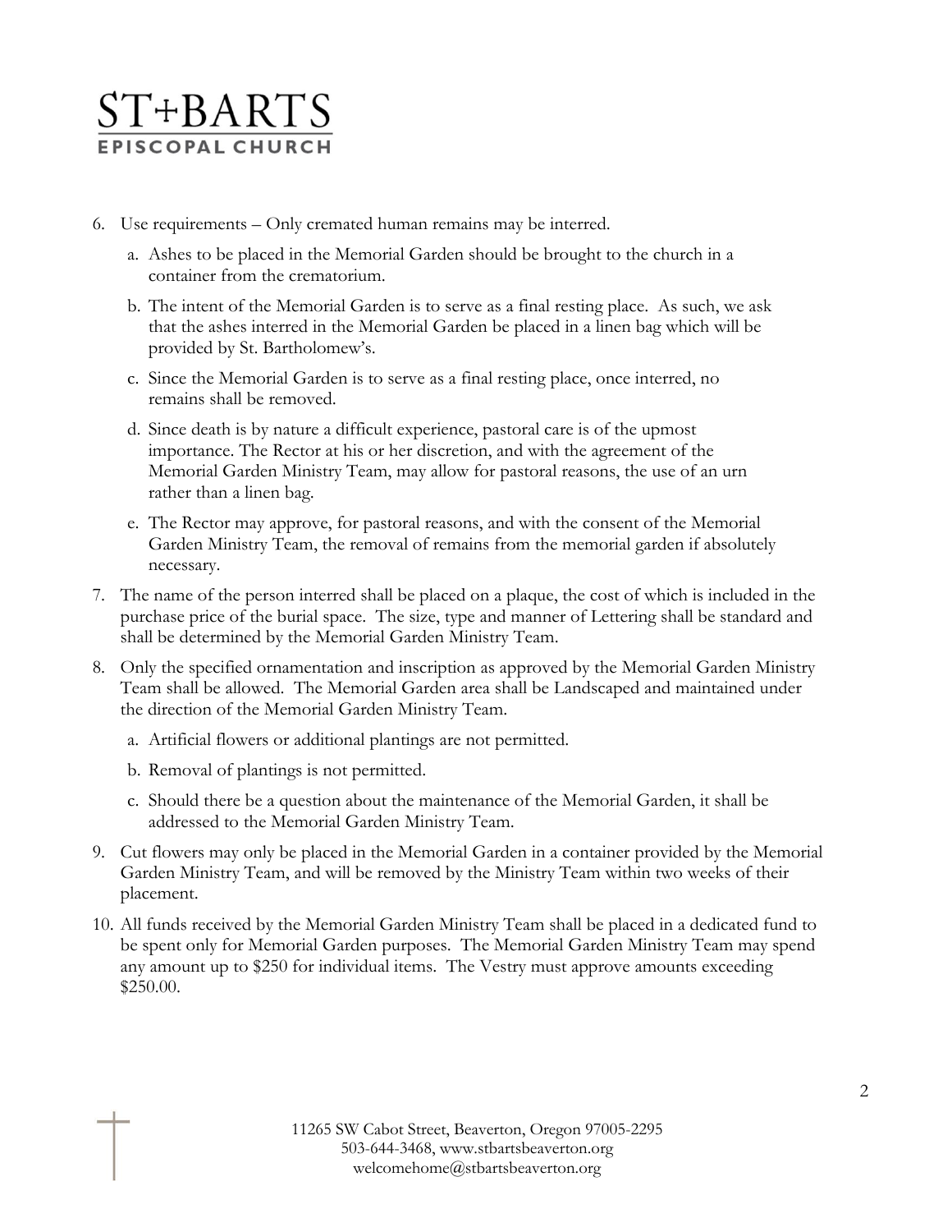6. Use requirements – Only cremated human remains may be interred.
   a. Ashes to be placed in the Memorial Garden should be brought to the church in a container from the crematorium.
   b. The intent of the Memorial Garden is to serve as a final resting place. As such, we ask that the ashes interred in the Memorial Garden be placed in a linen bag which will be provided by St. Bartholomew's.
   c. Since the Memorial Garden is to serve as a final resting place, once interred, no remains shall be removed.
   d. Since death is by nature a difficult experience, pastoral care is of the upmost importance. The Rector at his or her discretion, and with the agreement of the Memorial Garden Ministry Team, may allow for pastoral reasons, the use of an urn rather than a linen bag.
   e. The Rector may approve, for pastoral reasons, and with the consent of the Memorial Garden Ministry Team, the removal of remains from the memorial garden if absolutely necessary.
7. The name of the person interred shall be placed on a plaque, the cost of which is included in the purchase price of the burial space. The size, type and manner of Lettering shall be standard and shall be determined by the Memorial Garden Ministry Team.
8. Only the specified ornamentation and inscription as approved by the Memorial Garden Ministry Team shall be allowed. The Memorial Garden area shall be Landscaped and maintained under the direction of the Memorial Garden Ministry Team.
   a. Artificial flowers or additional plantings are not permitted.
   b. Removal of plantings is not permitted.
   c. Should there be a question about the maintenance of the Memorial Garden, it shall be addressed to the Memorial Garden Ministry Team.
9. Cut flowers may only be placed in the Memorial Garden in a container provided by the Memorial Garden Ministry Team, and will be removed by the Ministry Team within two weeks of their placement.
10. All funds received by the Memorial Garden Ministry Team shall be placed in a dedicated fund to be spent only for Memorial Garden purposes. The Memorial Garden Ministry Team may spend any amount up to $250 for individual items. The Vestry must approve amounts exceeding $250.00.